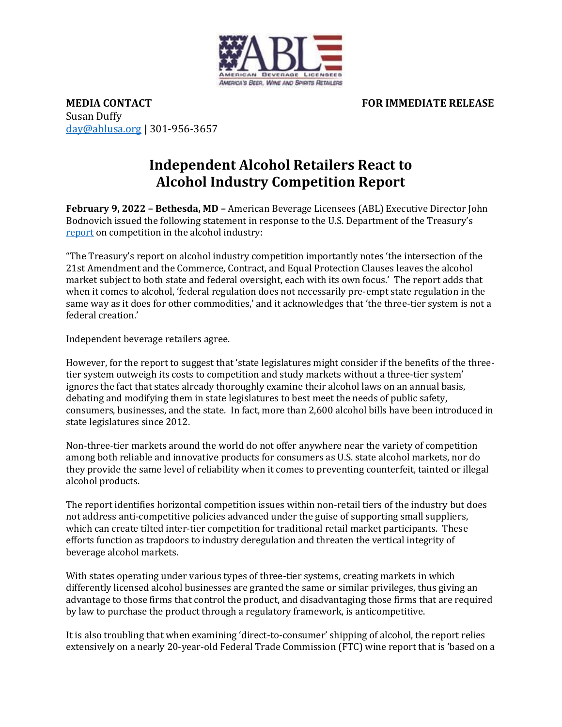AMERICAN BEVERAGE LICENSEES
AMERICA'S BEER, WINE AND SPIRITS RETAILERS

**MEDIA CONTACT**
Susan Duffy
[day@ablusa.org](mailto:day@ablusa.org) | 301-956-3657

**FOR IMMEDIATE RELEASE**

# Independent Alcohol Retailers React to Alcohol Industry Competition Report

**February 9, 2022 – Bethesda, MD –** American Beverage Licensees (ABL) Executive Director John Bodnovich issued the following statement in response to the U.S. Department of the Treasury's [report](#) on competition in the alcohol industry:

"The Treasury's report on alcohol industry competition importantly notes 'the intersection of the 21st Amendment and the Commerce, Contract, and Equal Protection Clauses leaves the alcohol market subject to both state and federal oversight, each with its own focus.' The report adds that when it comes to alcohol, 'federal regulation does not necessarily pre-empt state regulation in the same way as it does for other commodities,' and it acknowledges that 'the three-tier system is not a federal creation.'

Independent beverage retailers agree.

However, for the report to suggest that 'state legislatures might consider if the benefits of the three-tier system outweigh its costs to competition and study markets without a three-tier system' ignores the fact that states already thoroughly examine their alcohol laws on an annual basis, debating and modifying them in state legislatures to best meet the needs of public safety, consumers, businesses, and the state. In fact, more than 2,600 alcohol bills have been introduced in state legislatures since 2012.

Non-three-tier markets around the world do not offer anywhere near the variety of competition among both reliable and innovative products for consumers as U.S. state alcohol markets, nor do they provide the same level of reliability when it comes to preventing counterfeit, tainted or illegal alcohol products.

The report identifies horizontal competition issues within non-retail tiers of the industry but does not address anti-competitive policies advanced under the guise of supporting small suppliers, which can create tilted inter-tier competition for traditional retail market participants. These efforts function as trapdoors to industry deregulation and threaten the vertical integrity of beverage alcohol markets.

With states operating under various types of three-tier systems, creating markets in which differently licensed alcohol businesses are granted the same or similar privileges, thus giving an advantage to those firms that control the product, and disadvantaging those firms that are required by law to purchase the product through a regulatory framework, is anticompetitive.

It is also troubling that when examining 'direct-to-consumer' shipping of alcohol, the report relies extensively on a nearly 20-year-old Federal Trade Commission (FTC) wine report that is 'based on a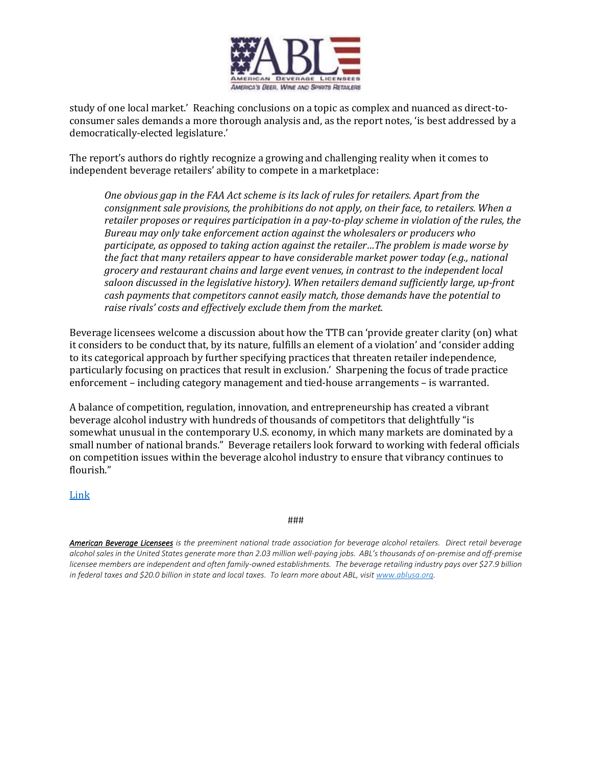study of one local market.' Reaching conclusions on a topic as complex and nuanced as direct-to-consumer sales demands a more thorough analysis and, as the report notes, 'is best addressed by a democratically-elected legislature.'

The report's authors do rightly recognize a growing and challenging reality when it comes to independent beverage retailers' ability to compete in a marketplace:

> *One obvious gap in the FAA Act scheme is its lack of rules for retailers. Apart from the consignment sale provisions, the prohibitions do not apply, on their face, to retailers. When a retailer proposes or requires participation in a pay-to-play scheme in violation of the rules, the Bureau may only take enforcement action against the wholesalers or producers who participate, as opposed to taking action against the retailer…The problem is made worse by the fact that many retailers appear to have considerable market power today (e.g., national grocery and restaurant chains and large event venues, in contrast to the independent local saloon discussed in the legislative history). When retailers demand sufficiently large, up-front cash payments that competitors cannot easily match, those demands have the potential to raise rivals' costs and effectively exclude them from the market.*

Beverage licensees welcome a discussion about how the TTB can 'provide greater clarity (on) what it considers to be conduct that, by its nature, fulfills an element of a violation' and 'consider adding to its categorical approach by further specifying practices that threaten retailer independence, particularly focusing on practices that result in exclusion.' Sharpening the focus of trade practice enforcement – including category management and tied-house arrangements – is warranted.

A balance of competition, regulation, innovation, and entrepreneurship has created a vibrant beverage alcohol industry with hundreds of thousands of competitors that delightfully "is somewhat unusual in the contemporary U.S. economy, in which many markets are dominated by a small number of national brands." Beverage retailers look forward to working with federal officials on competition issues within the beverage alcohol industry to ensure that vibrancy continues to flourish."

[Link]

###

*__American Beverage Licensees__ is the preeminent national trade association for beverage alcohol retailers. Direct retail beverage alcohol sales in the United States generate more than 2.03 million well-paying jobs. ABL's thousands of on-premise and off-premise licensee members are independent and often family-owned establishments. The beverage retailing industry pays over $27.9 billion in federal taxes and $20.0 billion in state and local taxes. To learn more about ABL, visit www.ablusa.org.*